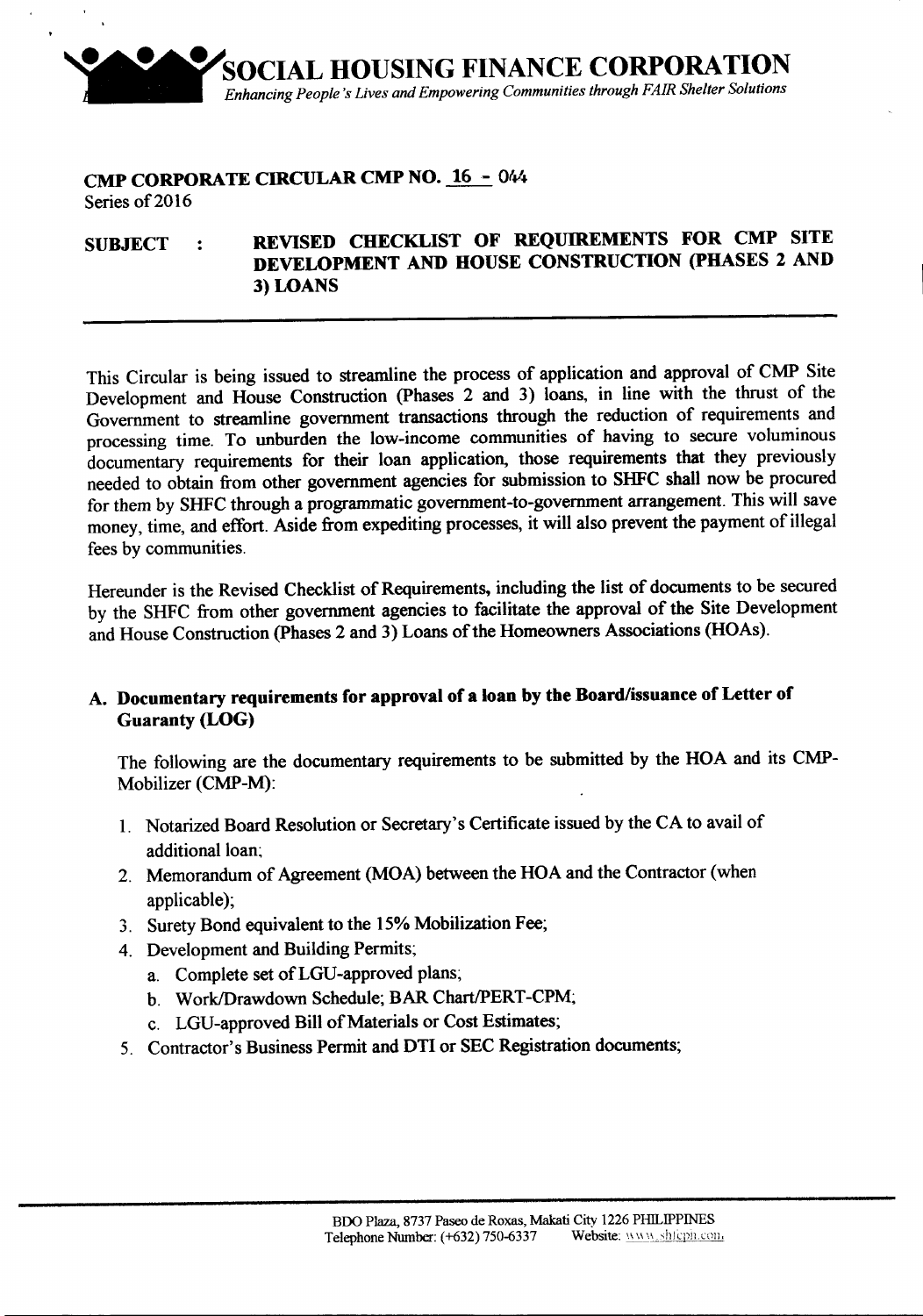# SOCIAL HOUSING FINANCE CORPORATION

*Enhancing People's Lives and Empowering Communities through FAIR Shelter Solutions*

## CMP CORPORATE CIRCULAR CMP NO. 16 - 044

Series of 2016

**SUBJECT : REVISED CHECKLIST OF REQUIREMENTS FOR CMP SITE DEVELOPMENT AND HOUSE CONSTRUCTION (PHASES 2 AND 3) LOANS**

---

This Circular is being issued to streamline the process of application and approval of CMP Site Development and House Construction (Phases 2 and 3) loans, in line with the thrust of the Government to streamline government transactions through the reduction of requirements and processing time. To unburden the low-income communities of having to secure voluminous documentary requirements for their loan application, those requirements that they previously needed to obtain from other government agencies for submission to SHFC shall now be procured for them by SHFC through a programmatic government-to-government arrangement. This will save money, time, and effort. Aside from expediting processes, it will also prevent the payment of illegal fees by communities.

Hereunder is the Revised Checklist of Requirements, including the list of documents to be secured by the SHFC from other government agencies to facilitate the approval of the Site Development and House Construction (Phases 2 and 3) Loans of the Homeowners Associations (HOAs).

### A. Documentary requirements for approval of a loan by the Board/issuance of Letter of Guaranty (LOG)

The following are the documentary requirements to be submitted by the HOA and its CMP-Mobilizer (CMP-M):

1. Notarized Board Resolution or Secretary's Certificate issued by the CA to avail of additional loan;
2. Memorandum of Agreement (MOA) between the HOA and the Contractor (when applicable);
3. Surety Bond equivalent to the 15% Mobilization Fee;
4. Development and Building Permits;
   a. Complete set of LGU-approved plans;
   b. Work/Drawdown Schedule; BAR Chart/PERT-CPM;
   c. LGU-approved Bill of Materials or Cost Estimates;
5. Contractor's Business Permit and DTI or SEC Registration documents;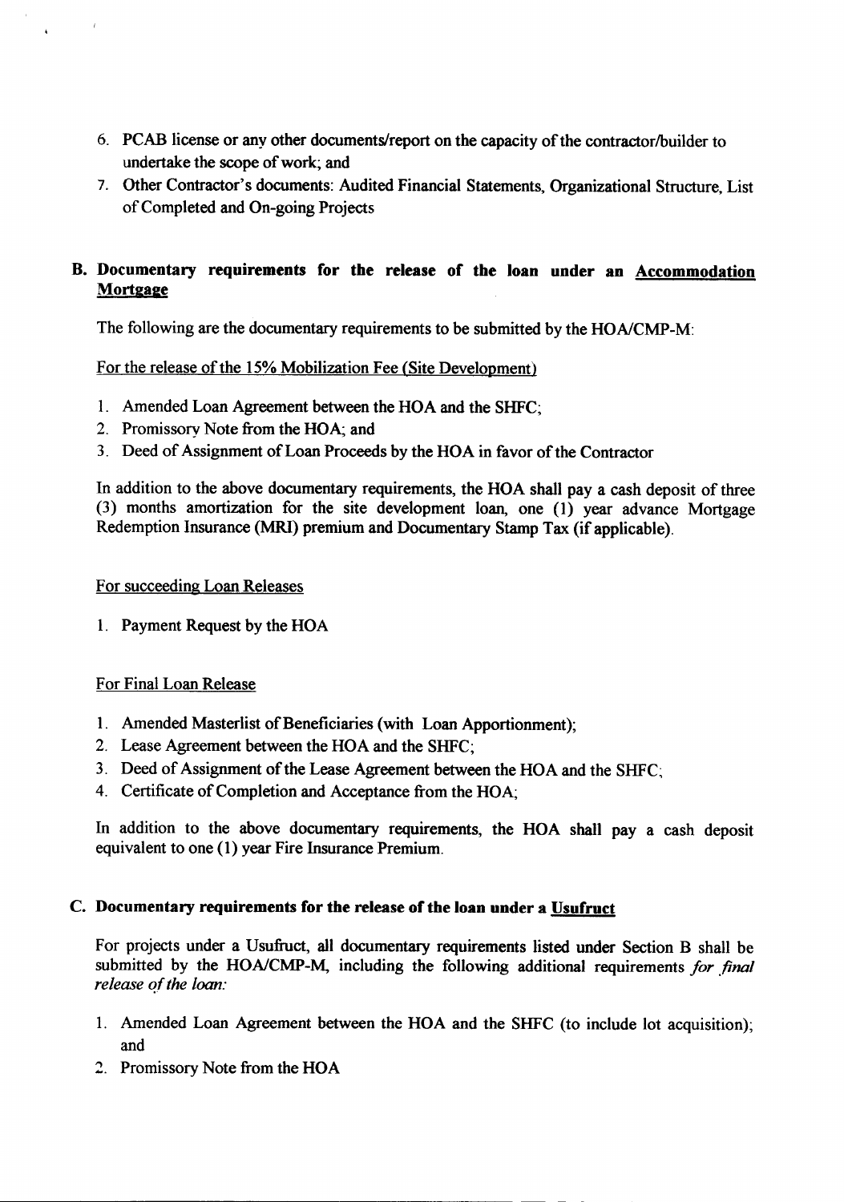6. PCAB license or any other documents/report on the capacity of the contractor/builder to undertake the scope of work; and
7. Other Contractor's documents: Audited Financial Statements, Organizational Structure, List of Completed and On-going Projects

## B. Documentary requirements for the release of the loan under an <u>Accommodation Mortgage</u>

The following are the documentary requirements to be submitted by the HOA/CMP-M:

<u>For the release of the 15% Mobilization Fee (Site Development)</u>

1. Amended Loan Agreement between the HOA and the SHFC;
2. Promissory Note from the HOA; and
3. Deed of Assignment of Loan Proceeds by the HOA in favor of the Contractor

In addition to the above documentary requirements, the HOA shall pay a cash deposit of three (3) months amortization for the site development loan, one (1) year advance Mortgage Redemption Insurance (MRI) premium and Documentary Stamp Tax (if applicable).

<u>For succeeding Loan Releases</u>

1. Payment Request by the HOA

<u>For Final Loan Release</u>

1. Amended Masterlist of Beneficiaries (with Loan Apportionment);
2. Lease Agreement between the HOA and the SHFC;
3. Deed of Assignment of the Lease Agreement between the HOA and the SHFC;
4. Certificate of Completion and Acceptance from the HOA;

In addition to the above documentary requirements, the HOA shall pay a cash deposit equivalent to one (1) year Fire Insurance Premium.

## C. Documentary requirements for the release of the loan under a <u>Usufruct</u>

For projects under a Usufruct, all documentary requirements listed under Section B shall be submitted by the HOA/CMP-M, including the following additional requirements *for final release of the loan:*

1. Amended Loan Agreement between the HOA and the SHFC (to include lot acquisition); and
2. Promissory Note from the HOA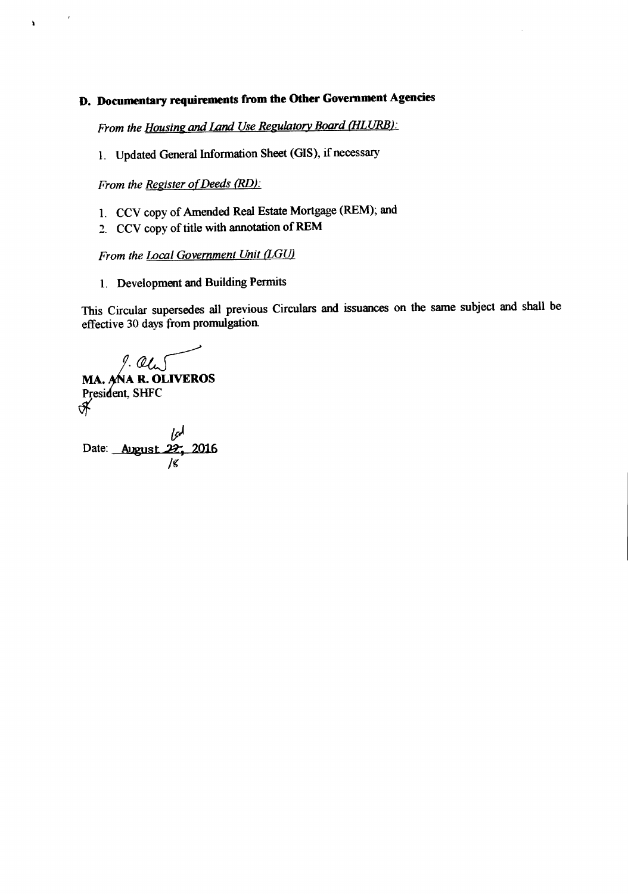## D. Documentary requirements from the Other Government Agencies

*From the Housing and Land Use Regulatory Board (HLURB):*

1. Updated General Information Sheet (GIS), if necessary

*From the Register of Deeds (RD):*

1. CCV copy of Amended Real Estate Mortgage (REM); and
2. CCV copy of title with annotation of REM

*From the Local Government Unit (LGU)*

1. Development and Building Permits

This Circular supersedes all previous Circulars and issuances on the same subject and shall be effective 30 days from promulgation.

**MA. ANA R. OLIVEROS**
President, SHFC

Date: August ~~22~~, 2016
18